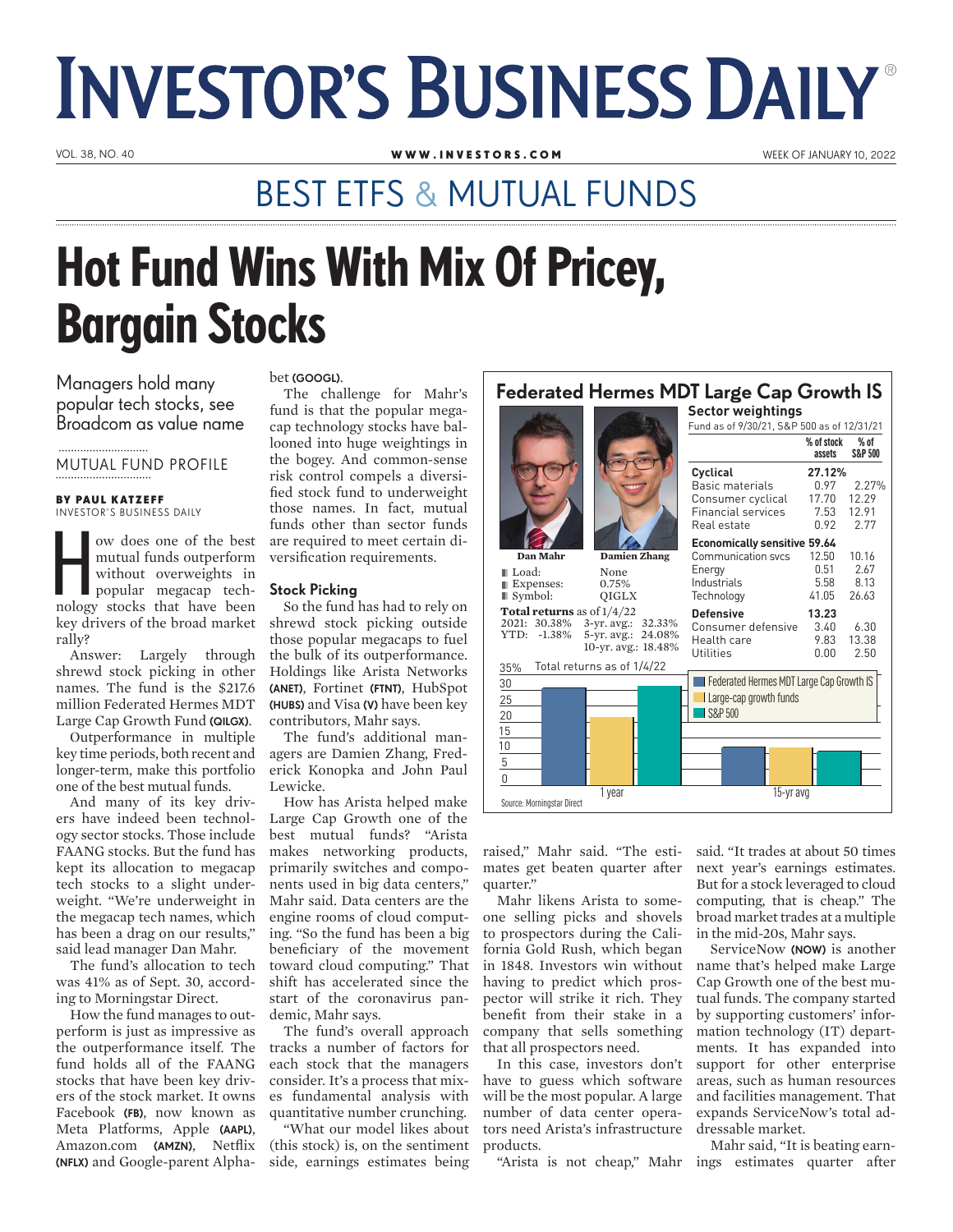# INVESTOR'S BUSINESS DAILY

VOL. 38, NO. 40 | WWW.INVESTORS.COM | WEEK OF JANUARY 10, 2022

## BEST ETFS & MUTUAL FUNDS

# Hot Fund Wins With Mix Of Pricey, Bargain Stocks

Managers hold many popular tech stocks, see Broadcom as value name

MUTUAL FUND PROFILE

**BY PAUL KATZEFF**
INVESTOR'S BUSINESS DAILY

How does one of the best mutual funds outperform without overweights in popular megacap technology stocks that have been key drivers of the broad market rally?

Answer: Largely through shrewd stock picking in other names. The fund is the $217.6 million Federated Hermes MDT Large Cap Growth Fund **(QILGX)**.

Outperformance in multiple key time periods, both recent and longer-term, make this portfolio one of the best mutual funds.

And many of its key drivers have indeed been technology sector stocks. Those include FAANG stocks. But the fund has kept its allocation to megacap tech stocks to a slight underweight. "We're underweight in the megacap tech names, which has been a drag on our results," said lead manager Dan Mahr.

The fund's allocation to tech was 41% as of Sept. 30, according to Morningstar Direct.

How the fund manages to outperform is just as impressive as the outperformance itself. The fund holds all of the FAANG stocks that have been key drivers of the stock market. It owns Facebook **(FB)**, now known as Meta Platforms, Apple **(AAPL)**, Amazon.com **(AMZN)**, Netflix **(NFLX)** and Google-parent Alphabet **(GOOGL)**.

The challenge for Mahr's fund is that the popular megacap technology stocks have ballooned into huge weightings in the bogey. And common-sense risk control compels a diversified stock fund to underweight those names. In fact, mutual funds other than sector funds are required to meet certain diversification requirements.

### Stock Picking

So the fund has had to rely on shrewd stock picking outside those popular megacaps to fuel the bulk of its outperformance. Holdings like Arista Networks **(ANET)**, Fortinet **(FTNT)**, HubSpot **(HUBS)** and Visa **(V)** have been key contributors, Mahr says.

The fund's additional managers are Damien Zhang, Frederick Konopka and John Paul Lewicke.

How has Arista helped make Large Cap Growth one of the best mutual funds? "Arista makes networking products, primarily switches and components used in big data centers," Mahr said. Data centers are the engine rooms of cloud computing. "So the fund has been a big beneficiary of the movement toward cloud computing." That shift has accelerated since the start of the coronavirus pandemic, Mahr says.

The fund's overall approach tracks a number of factors for each stock that the managers consider. It's a process that mixes fundamental analysis with quantitative number crunching.

"What our model likes about (this stock) is, on the sentiment side, earnings estimates being raised," Mahr said. "The estimates get beaten quarter after quarter."

Mahr likens Arista to someone selling picks and shovels to prospectors during the California Gold Rush, which began in 1848. Investors win without having to predict which prospector will strike it rich. They benefit from their stake in a company that sells something that all prospectors need.

In this case, investors don't have to guess which software will be the most popular. A large number of data center operators need Arista's infrastructure products.

"Arista is not cheap," Mahr said. "It trades at about 50 times next year's earnings estimates. But for a stock leveraged to cloud computing, that is cheap." The broad market trades at a multiple in the mid-20s, Mahr says.

ServiceNow **(NOW)** is another name that's helped make Large Cap Growth one of the best mutual funds. The company started by supporting customers' information technology (IT) departments. It has expanded into support for other enterprise areas, such as human resources and facilities management. That expands ServiceNow's total addressable market.

Mahr said, "It is beating earnings estimates quarter after

---

## Federated Hermes MDT Large Cap Growth IS

Dan Mahr | Damien Zhang

- Load: None
- Expenses: 0.75%
- Symbol: QIGLX

**Total returns** as of 1/4/22

| | | | |
|---|---|---|---|
| 2021: | 30.38% | 3-yr. avg.: | 32.33% |
| YTD: | -1.38% | 5-yr. avg.: | 24.08% |
| | | 10-yr. avg.: | 18.48% |

**Sector weightings**
Fund as of 9/30/21, S&P 500 as of 12/31/21

| | % of stock assets | % of S&P 500 |
|---|---|---|
| **Cyclical** | **27.12%** | |
| Basic materials | 0.97 | 2.27% |
| Consumer cyclical | 17.70 | 12.29 |
| Financial services | 7.53 | 12.91 |
| Real estate | 0.92 | 2.77 |
| **Economically sensitive** | **59.64** | |
| Communication svcs | 12.50 | 10.16 |
| Energy | 0.51 | 2.67 |
| Industrials | 5.58 | 8.13 |
| Technology | 41.05 | 26.63 |
| **Defensive** | **13.23** | |
| Consumer defensive | 3.40 | 6.30 |
| Health care | 9.83 | 13.38 |
| Utilities | 0.00 | 2.50 |

Total returns as of 1/4/22 (chart: 1 year and 15-yr avg; Federated Hermes MDT Large Cap Growth IS, Large-cap growth funds, S&P 500)

Source: Morningstar Direct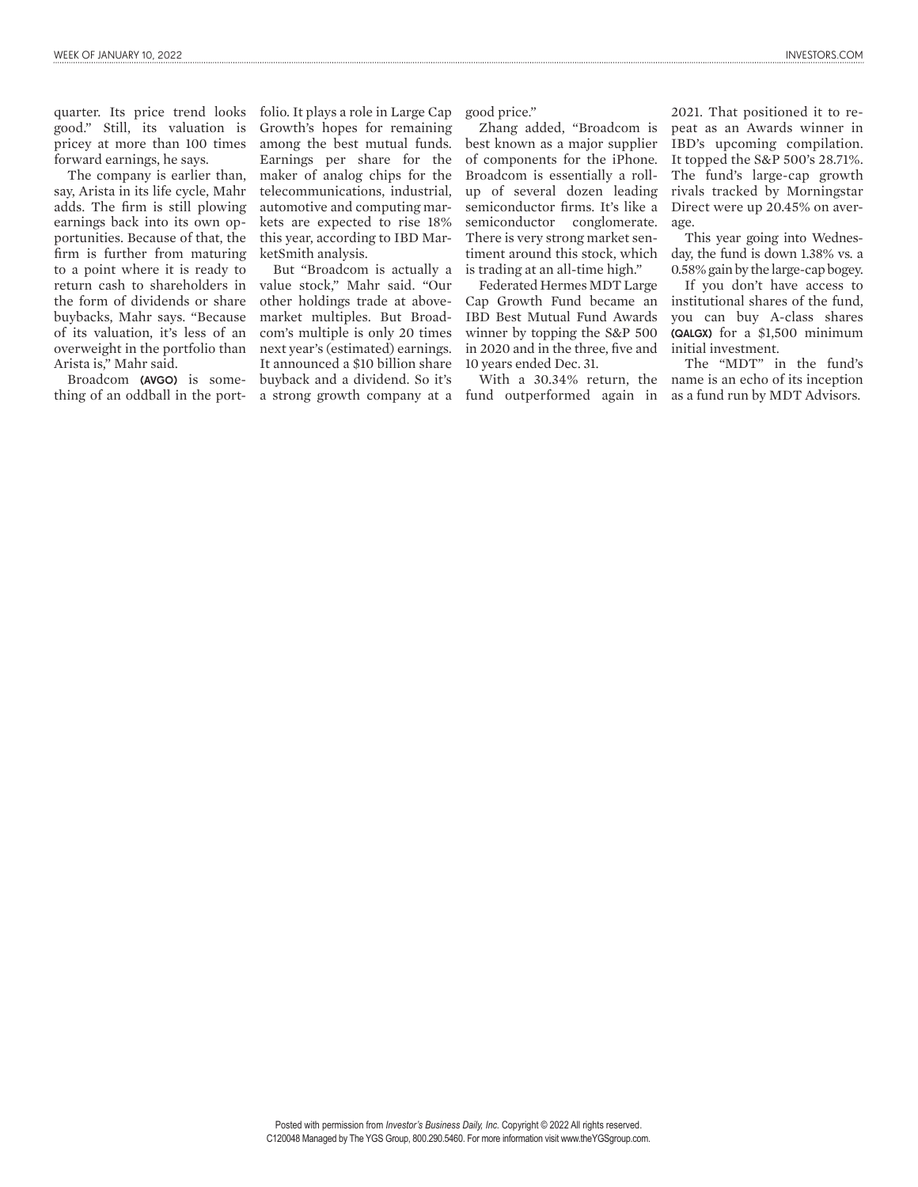quarter. Its price trend looks good." Still, its valuation is pricey at more than 100 times forward earnings, he says.

The company is earlier than, say, Arista in its life cycle, Mahr adds. The firm is still plowing earnings back into its own opportunities. Because of that, the firm is further from maturing to a point where it is ready to return cash to shareholders in the form of dividends or share buybacks, Mahr says. "Because of its valuation, it's less of an overweight in the portfolio than Arista is," Mahr said.

Broadcom **(AVGO)** is something of an oddball in the portfolio. It plays a role in Large Cap Growth's hopes for remaining among the best mutual funds. Earnings per share for the maker of analog chips for the telecommunications, industrial, automotive and computing markets are expected to rise 18% this year, according to IBD MarketSmith analysis.

But "Broadcom is actually a value stock," Mahr said. "Our other holdings trade at above-market multiples. But Broadcom's multiple is only 20 times next year's (estimated) earnings. It announced a $10 billion share buyback and a dividend. So it's a strong growth company at a good price."

Zhang added, "Broadcom is best known as a major supplier of components for the iPhone. Broadcom is essentially a roll-up of several dozen leading semiconductor firms. It's like a semiconductor conglomerate. There is very strong market sentiment around this stock, which is trading at an all-time high."

Federated Hermes MDT Large Cap Growth Fund became an IBD Best Mutual Fund Awards winner by topping the S&P 500 in 2020 and in the three, five and 10 years ended Dec. 31.

With a 30.34% return, the fund outperformed again in 2021. That positioned it to repeat as an Awards winner in IBD's upcoming compilation. It topped the S&P 500's 28.71%. The fund's large-cap growth rivals tracked by Morningstar Direct were up 20.45% on average.

This year going into Wednesday, the fund is down 1.38% vs. a 0.58% gain by the large-cap bogey.

If you don't have access to institutional shares of the fund, you can buy A-class shares **(QALGX)** for a $1,500 minimum initial investment.

The "MDT" in the fund's name is an echo of its inception as a fund run by MDT Advisors.

Posted with permission from *Investor's Business Daily, Inc.* Copyright © 2022 All rights reserved.
C120048 Managed by The YGS Group, 800.290.5460. For more information visit www.theYGSgroup.com.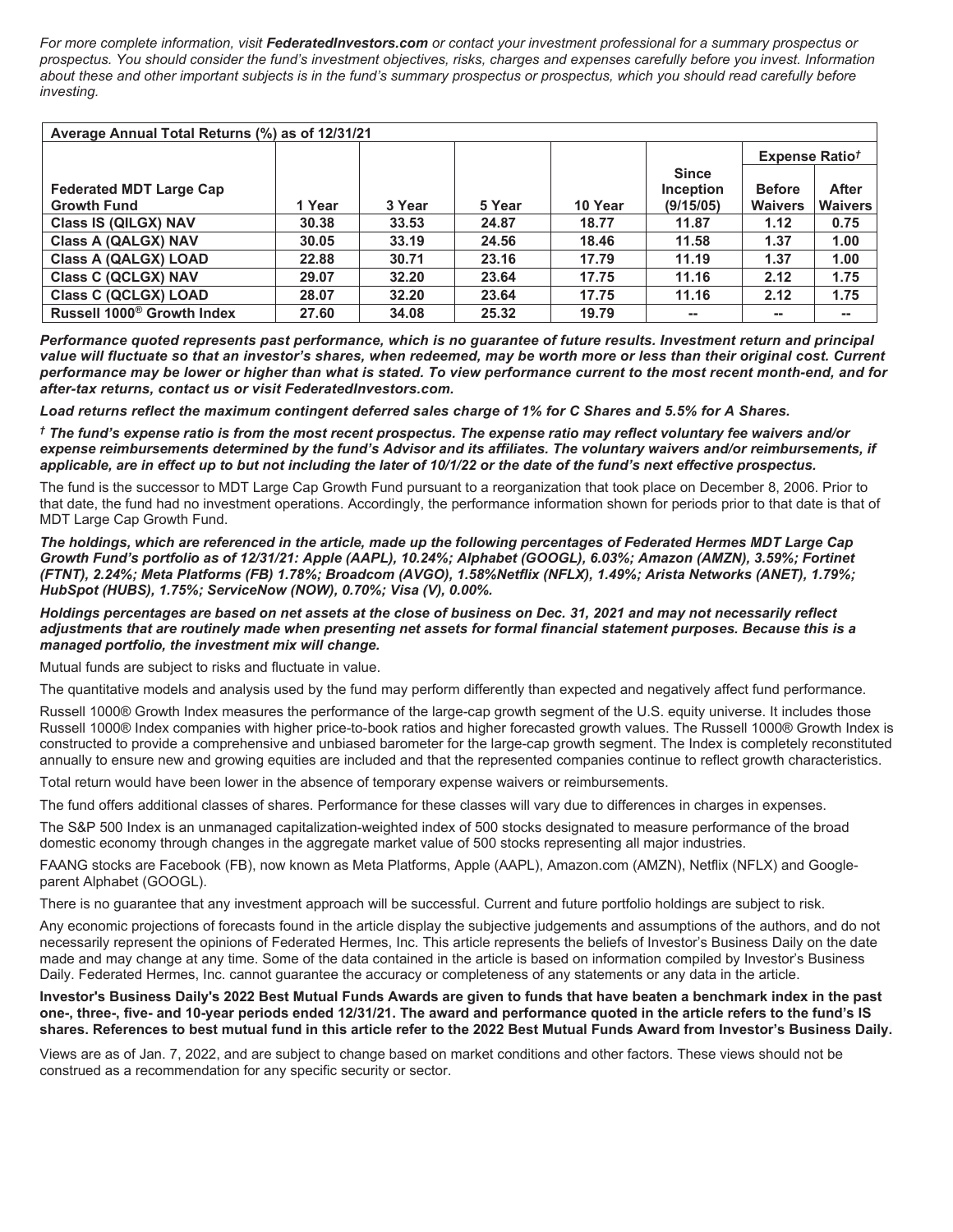*For more complete information, visit **FederatedInvestors.com** or contact your investment professional for a summary prospectus or prospectus. You should consider the fund's investment objectives, risks, charges and expenses carefully before you invest. Information about these and other important subjects is in the fund's summary prospectus or prospectus, which you should read carefully before investing.*

| Average Annual Total Returns (%) as of 12/31/21 | | | | | | | |
|---|---|---|---|---|---|---|---|
| | | | | | | Expense Ratio† | |
| Federated MDT Large Cap Growth Fund | 1 Year | 3 Year | 5 Year | 10 Year | Since Inception (9/15/05) | Before Waivers | After Waivers |
| Class IS (QILGX) NAV | 30.38 | 33.53 | 24.87 | 18.77 | 11.87 | 1.12 | 0.75 |
| Class A (QALGX) NAV | 30.05 | 33.19 | 24.56 | 18.46 | 11.58 | 1.37 | 1.00 |
| Class A (QALGX) LOAD | 22.88 | 30.71 | 23.16 | 17.79 | 11.19 | 1.37 | 1.00 |
| Class C (QCLGX) NAV | 29.07 | 32.20 | 23.64 | 17.75 | 11.16 | 2.12 | 1.75 |
| Class C (QCLGX) LOAD | 28.07 | 32.20 | 23.64 | 17.75 | 11.16 | 2.12 | 1.75 |
| Russell 1000® Growth Index | 27.60 | 34.08 | 25.32 | 19.79 | -- | -- | -- |

***Performance quoted represents past performance, which is no guarantee of future results. Investment return and principal value will fluctuate so that an investor's shares, when redeemed, may be worth more or less than their original cost. Current performance may be lower or higher than what is stated. To view performance current to the most recent month-end, and for after-tax returns, contact us or visit FederatedInvestors.com.***

***Load returns reflect the maximum contingent deferred sales charge of 1% for C Shares and 5.5% for A Shares.***

***† The fund's expense ratio is from the most recent prospectus. The expense ratio may reflect voluntary fee waivers and/or expense reimbursements determined by the fund's Advisor and its affiliates. The voluntary waivers and/or reimbursements, if applicable, are in effect up to but not including the later of 10/1/22 or the date of the fund's next effective prospectus.***

The fund is the successor to MDT Large Cap Growth Fund pursuant to a reorganization that took place on December 8, 2006. Prior to that date, the fund had no investment operations. Accordingly, the performance information shown for periods prior to that date is that of MDT Large Cap Growth Fund.

***The holdings, which are referenced in the article, made up the following percentages of Federated Hermes MDT Large Cap Growth Fund's portfolio as of 12/31/21: Apple (AAPL), 10.24%; Alphabet (GOOGL), 6.03%; Amazon (AMZN), 3.59%; Fortinet (FTNT), 2.24%; Meta Platforms (FB) 1.78%; Broadcom (AVGO), 1.58%Netflix (NFLX), 1.49%; Arista Networks (ANET), 1.79%; HubSpot (HUBS), 1.75%; ServiceNow (NOW), 0.70%; Visa (V), 0.00%.***

***Holdings percentages are based on net assets at the close of business on Dec. 31, 2021 and may not necessarily reflect adjustments that are routinely made when presenting net assets for formal financial statement purposes. Because this is a managed portfolio, the investment mix will change.***

Mutual funds are subject to risks and fluctuate in value.

The quantitative models and analysis used by the fund may perform differently than expected and negatively affect fund performance.

Russell 1000® Growth Index measures the performance of the large-cap growth segment of the U.S. equity universe. It includes those Russell 1000® Index companies with higher price-to-book ratios and higher forecasted growth values. The Russell 1000® Growth Index is constructed to provide a comprehensive and unbiased barometer for the large-cap growth segment. The Index is completely reconstituted annually to ensure new and growing equities are included and that the represented companies continue to reflect growth characteristics.

Total return would have been lower in the absence of temporary expense waivers or reimbursements.

The fund offers additional classes of shares. Performance for these classes will vary due to differences in charges in expenses.

The S&P 500 Index is an unmanaged capitalization-weighted index of 500 stocks designated to measure performance of the broad domestic economy through changes in the aggregate market value of 500 stocks representing all major industries.

FAANG stocks are Facebook (FB), now known as Meta Platforms, Apple (AAPL), Amazon.com (AMZN), Netflix (NFLX) and Google-parent Alphabet (GOOGL).

There is no guarantee that any investment approach will be successful. Current and future portfolio holdings are subject to risk.

Any economic projections of forecasts found in the article display the subjective judgements and assumptions of the authors, and do not necessarily represent the opinions of Federated Hermes, Inc. This article represents the beliefs of Investor's Business Daily on the date made and may change at any time. Some of the data contained in the article is based on information compiled by Investor's Business Daily. Federated Hermes, Inc. cannot guarantee the accuracy or completeness of any statements or any data in the article.

**Investor's Business Daily's 2022 Best Mutual Funds Awards are given to funds that have beaten a benchmark index in the past one-, three-, five- and 10-year periods ended 12/31/21. The award and performance quoted in the article refers to the fund's IS shares. References to best mutual fund in this article refer to the 2022 Best Mutual Funds Award from Investor's Business Daily.**

Views are as of Jan. 7, 2022, and are subject to change based on market conditions and other factors. These views should not be construed as a recommendation for any specific security or sector.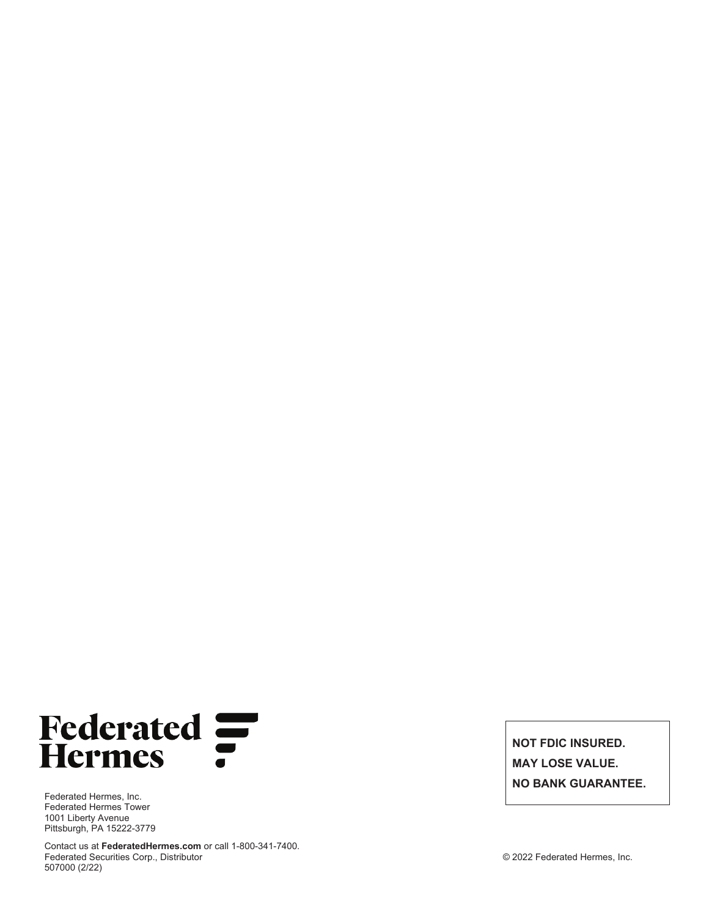Federated Hermes

Federated Hermes, Inc.
Federated Hermes Tower
1001 Liberty Avenue
Pittsburgh, PA 15222-3779

Contact us at **FederatedHermes.com** or call 1-800-341-7400.
Federated Securities Corp., Distributor
507000 (2/22)

**NOT FDIC INSURED.**
**MAY LOSE VALUE.**
**NO BANK GUARANTEE.**

© 2022 Federated Hermes, Inc.